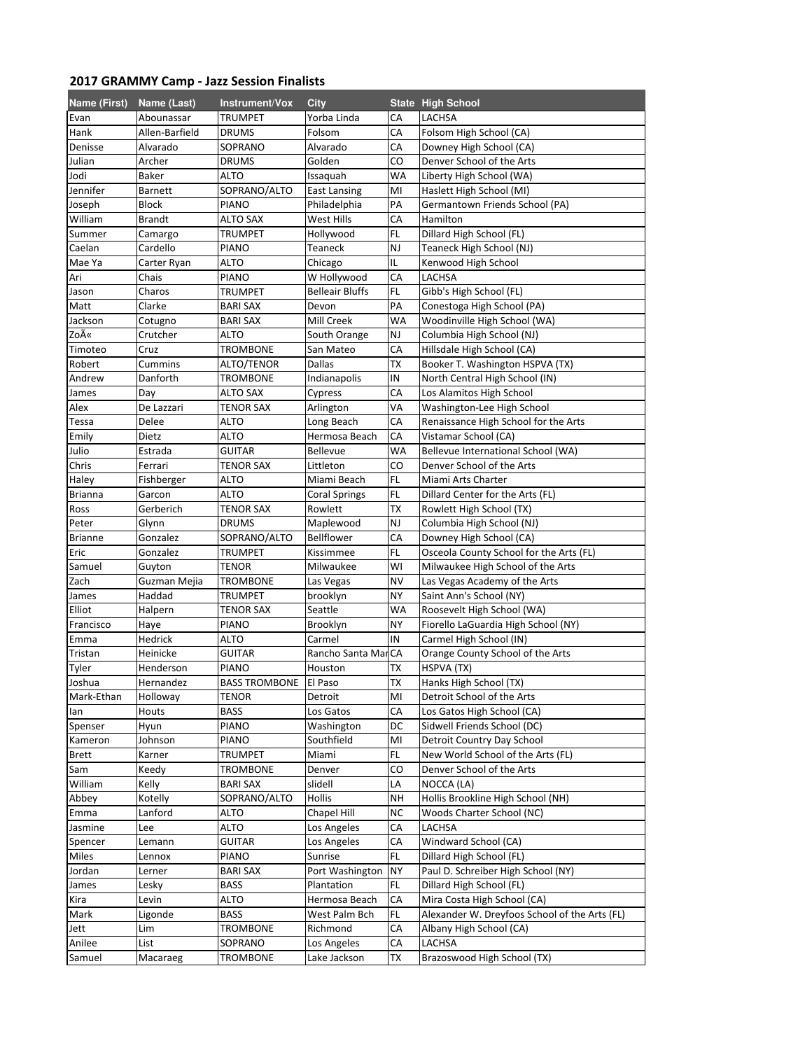## 2017 GRAMMY Camp - Jazz Session Finalists

| Name (First) | Name (Last) | Instrument/Vox | City | State | High School |
|---|---|---|---|---|---|
| Evan | Abounassar | TRUMPET | Yorba Linda | CA | LACHSA |
| Hank | Allen-Barfield | DRUMS | Folsom | CA | Folsom High School (CA) |
| Denisse | Alvarado | SOPRANO | Alvarado | CA | Downey High School (CA) |
| Julian | Archer | DRUMS | Golden | CO | Denver School of the Arts |
| Jodi | Baker | ALTO | Issaquah | WA | Liberty High School (WA) |
| Jennifer | Barnett | SOPRANO/ALTO | East Lansing | MI | Haslett High School (MI) |
| Joseph | Block | PIANO | Philadelphia | PA | Germantown Friends School (PA) |
| William | Brandt | ALTO SAX | West Hills | CA | Hamilton |
| Summer | Camargo | TRUMPET | Hollywood | FL | Dillard High School (FL) |
| Caelan | Cardello | PIANO | Teaneck | NJ | Teaneck High School (NJ) |
| Mae Ya | Carter Ryan | ALTO | Chicago | IL | Kenwood High School |
| Ari | Chais | PIANO | W Hollywood | CA | LACHSA |
| Jason | Charos | TRUMPET | Belleair Bluffs | FL | Gibb's High School (FL) |
| Matt | Clarke | BARI SAX | Devon | PA | Conestoga High School (PA) |
| Jackson | Cotugno | BARI SAX | Mill Creek | WA | Woodinville High School (WA) |
| ZoÃ« | Crutcher | ALTO | South Orange | NJ | Columbia High School (NJ) |
| Timoteo | Cruz | TROMBONE | San Mateo | CA | Hillsdale High School (CA) |
| Robert | Cummins | ALTO/TENOR | Dallas | TX | Booker T. Washington HSPVA (TX) |
| Andrew | Danforth | TROMBONE | Indianapolis | IN | North Central High School (IN) |
| James | Day | ALTO SAX | Cypress | CA | Los Alamitos High School |
| Alex | De Lazzari | TENOR SAX | Arlington | VA | Washington-Lee High School |
| Tessa | Delee | ALTO | Long Beach | CA | Renaissance High School for the Arts |
| Emily | Dietz | ALTO | Hermosa Beach | CA | Vistamar School (CA) |
| Julio | Estrada | GUITAR | Bellevue | WA | Bellevue International School (WA) |
| Chris | Ferrari | TENOR SAX | Littleton | CO | Denver School of the Arts |
| Haley | Fishberger | ALTO | Miami Beach | FL | Miami Arts Charter |
| Brianna | Garcon | ALTO | Coral Springs | FL | Dillard Center for the Arts (FL) |
| Ross | Gerberich | TENOR SAX | Rowlett | TX | Rowlett High School (TX) |
| Peter | Glynn | DRUMS | Maplewood | NJ | Columbia High School (NJ) |
| Brianne | Gonzalez | SOPRANO/ALTO | Bellflower | CA | Downey High School (CA) |
| Eric | Gonzalez | TRUMPET | Kissimmee | FL | Osceola County School for the Arts (FL) |
| Samuel | Guyton | TENOR | Milwaukee | WI | Milwaukee High School of the Arts |
| Zach | Guzman Mejia | TROMBONE | Las Vegas | NV | Las Vegas Academy of the Arts |
| James | Haddad | TRUMPET | brooklyn | NY | Saint Ann's School (NY) |
| Elliot | Halpern | TENOR SAX | Seattle | WA | Roosevelt High School (WA) |
| Francisco | Haye | PIANO | Brooklyn | NY | Fiorello LaGuardia High School (NY) |
| Emma | Hedrick | ALTO | Carmel | IN | Carmel High School (IN) |
| Tristan | Heinicke | GUITAR | Rancho Santa Mar | CA | Orange County School of the Arts |
| Tyler | Henderson | PIANO | Houston | TX | HSPVA (TX) |
| Joshua | Hernandez | BASS TROMBONE | El Paso | TX | Hanks High School (TX) |
| Mark-Ethan | Holloway | TENOR | Detroit | MI | Detroit School of the Arts |
| Ian | Houts | BASS | Los Gatos | CA | Los Gatos High School (CA) |
| Spenser | Hyun | PIANO | Washington | DC | Sidwell Friends School (DC) |
| Kameron | Johnson | PIANO | Southfield | MI | Detroit Country Day School |
| Brett | Karner | TRUMPET | Miami | FL | New World School of the Arts (FL) |
| Sam | Keedy | TROMBONE | Denver | CO | Denver School of the Arts |
| William | Kelly | BARI SAX | slidell | LA | NOCCA (LA) |
| Abbey | Kotelly | SOPRANO/ALTO | Hollis | NH | Hollis Brookline High School (NH) |
| Emma | Lanford | ALTO | Chapel Hill | NC | Woods Charter School (NC) |
| Jasmine | Lee | ALTO | Los Angeles | CA | LACHSA |
| Spencer | Lemann | GUITAR | Los Angeles | CA | Windward School (CA) |
| Miles | Lennox | PIANO | Sunrise | FL | Dillard High School (FL) |
| Jordan | Lerner | BARI SAX | Port Washington | NY | Paul D. Schreiber High School (NY) |
| James | Lesky | BASS | Plantation | FL | Dillard High School (FL) |
| Kira | Levin | ALTO | Hermosa Beach | CA | Mira Costa High School (CA) |
| Mark | Ligonde | BASS | West Palm Bch | FL | Alexander W. Dreyfoos School of the Arts (FL) |
| Jett | Lim | TROMBONE | Richmond | CA | Albany High School (CA) |
| Anilee | List | SOPRANO | Los Angeles | CA | LACHSA |
| Samuel | Macaraeg | TROMBONE | Lake Jackson | TX | Brazoswood High School (TX) |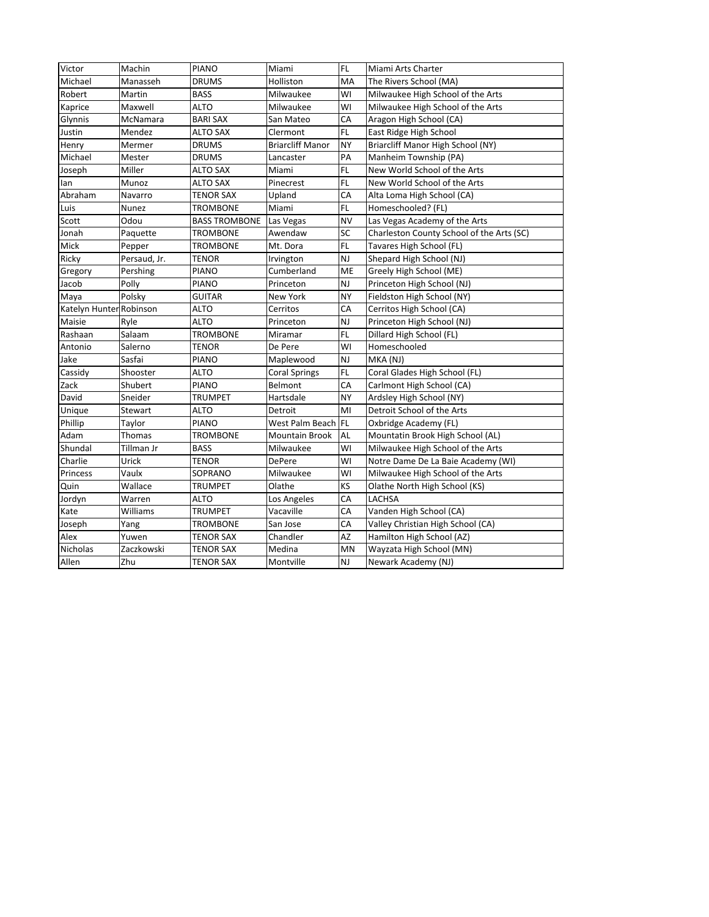| | | | | | |
|---|---|---|---|---|---|
| Victor | Machin | PIANO | Miami | FL | Miami Arts Charter |
| Michael | Manasseh | DRUMS | Holliston | MA | The Rivers School (MA) |
| Robert | Martin | BASS | Milwaukee | WI | Milwaukee High School of the Arts |
| Kaprice | Maxwell | ALTO | Milwaukee | WI | Milwaukee High School of the Arts |
| Glynnis | McNamara | BARI SAX | San Mateo | CA | Aragon High School (CA) |
| Justin | Mendez | ALTO SAX | Clermont | FL | East Ridge High School |
| Henry | Mermer | DRUMS | Briarcliff Manor | NY | Briarcliff Manor High School (NY) |
| Michael | Mester | DRUMS | Lancaster | PA | Manheim Township (PA) |
| Joseph | Miller | ALTO SAX | Miami | FL | New World School of the Arts |
| Ian | Munoz | ALTO SAX | Pinecrest | FL | New World School of the Arts |
| Abraham | Navarro | TENOR SAX | Upland | CA | Alta Loma High School (CA) |
| Luis | Nunez | TROMBONE | Miami | FL | Homeschooled? (FL) |
| Scott | Odou | BASS TROMBONE | Las Vegas | NV | Las Vegas Academy of the Arts |
| Jonah | Paquette | TROMBONE | Awendaw | SC | Charleston County School of the Arts (SC) |
| Mick | Pepper | TROMBONE | Mt. Dora | FL | Tavares High School (FL) |
| Ricky | Persaud, Jr. | TENOR | Irvington | NJ | Shepard High School (NJ) |
| Gregory | Pershing | PIANO | Cumberland | ME | Greely High School (ME) |
| Jacob | Polly | PIANO | Princeton | NJ | Princeton High School (NJ) |
| Maya | Polsky | GUITAR | New York | NY | Fieldston High School (NY) |
| Katelyn Hunter | Robinson | ALTO | Cerritos | CA | Cerritos High School (CA) |
| Maisie | Ryle | ALTO | Princeton | NJ | Princeton High School (NJ) |
| Rashaan | Salaam | TROMBONE | Miramar | FL | Dillard High School (FL) |
| Antonio | Salerno | TENOR | De Pere | WI | Homeschooled |
| Jake | Sasfai | PIANO | Maplewood | NJ | MKA (NJ) |
| Cassidy | Shooster | ALTO | Coral Springs | FL | Coral Glades High School (FL) |
| Zack | Shubert | PIANO | Belmont | CA | Carlmont High School (CA) |
| David | Sneider | TRUMPET | Hartsdale | NY | Ardsley High School (NY) |
| Unique | Stewart | ALTO | Detroit | MI | Detroit School of the Arts |
| Phillip | Taylor | PIANO | West Palm Beach | FL | Oxbridge Academy (FL) |
| Adam | Thomas | TROMBONE | Mountain Brook | AL | Mountatin Brook High School (AL) |
| Shundal | Tillman Jr | BASS | Milwaukee | WI | Milwaukee High School of the Arts |
| Charlie | Urick | TENOR | DePere | WI | Notre Dame De La Baie Academy (WI) |
| Princess | Vaulx | SOPRANO | Milwaukee | WI | Milwaukee High School of the Arts |
| Quin | Wallace | TRUMPET | Olathe | KS | Olathe North High School (KS) |
| Jordyn | Warren | ALTO | Los Angeles | CA | LACHSA |
| Kate | Williams | TRUMPET | Vacaville | CA | Vanden High School (CA) |
| Joseph | Yang | TROMBONE | San Jose | CA | Valley Christian High School (CA) |
| Alex | Yuwen | TENOR SAX | Chandler | AZ | Hamilton High School (AZ) |
| Nicholas | Zaczkowski | TENOR SAX | Medina | MN | Wayzata High School (MN) |
| Allen | Zhu | TENOR SAX | Montville | NJ | Newark Academy (NJ) |